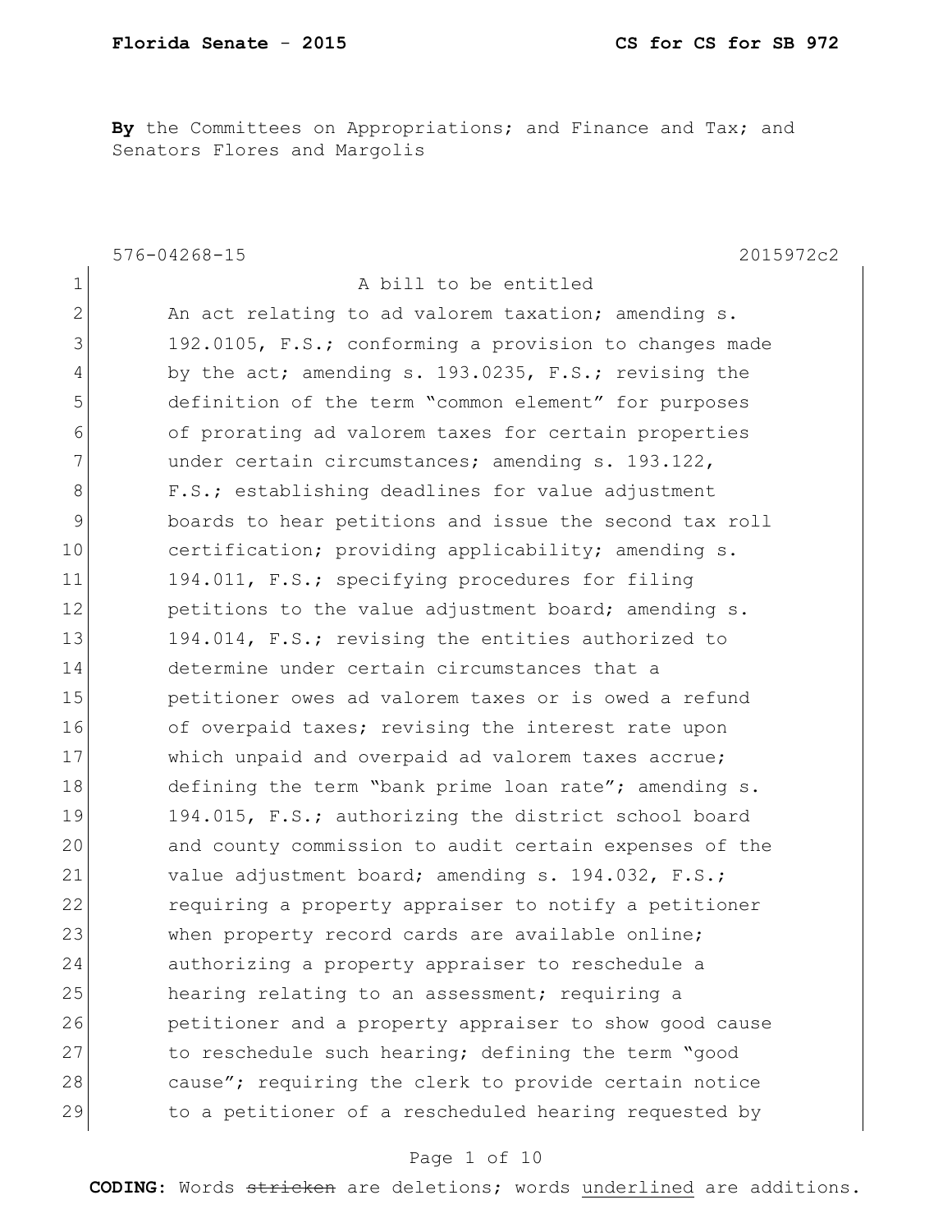**By** the Committees on Appropriations; and Finance and Tax; and Senators Flores and Margolis

576-04268-15 2015972c2

A bill to be entitled

An act relating to ad valorem taxation; amending s. 192.0105, F.S.; conforming a provision to changes made by the act; amending s. 193.0235, F.S.; revising the definition of the term "common element" for purposes of prorating ad valorem taxes for certain properties under certain circumstances; amending s. 193.122, F.S.; establishing deadlines for value adjustment boards to hear petitions and issue the second tax roll certification; providing applicability; amending s. 194.011, F.S.; specifying procedures for filing petitions to the value adjustment board; amending s. 194.014, F.S.; revising the entities authorized to determine under certain circumstances that a petitioner owes ad valorem taxes or is owed a refund of overpaid taxes; revising the interest rate upon which unpaid and overpaid ad valorem taxes accrue; defining the term "bank prime loan rate"; amending s. 194.015, F.S.; authorizing the district school board and county commission to audit certain expenses of the value adjustment board; amending s. 194.032, F.S.; requiring a property appraiser to notify a petitioner when property record cards are available online; authorizing a property appraiser to reschedule a hearing relating to an assessment; requiring a petitioner and a property appraiser to show good cause to reschedule such hearing; defining the term "good cause"; requiring the clerk to provide certain notice to a petitioner of a rescheduled hearing requested by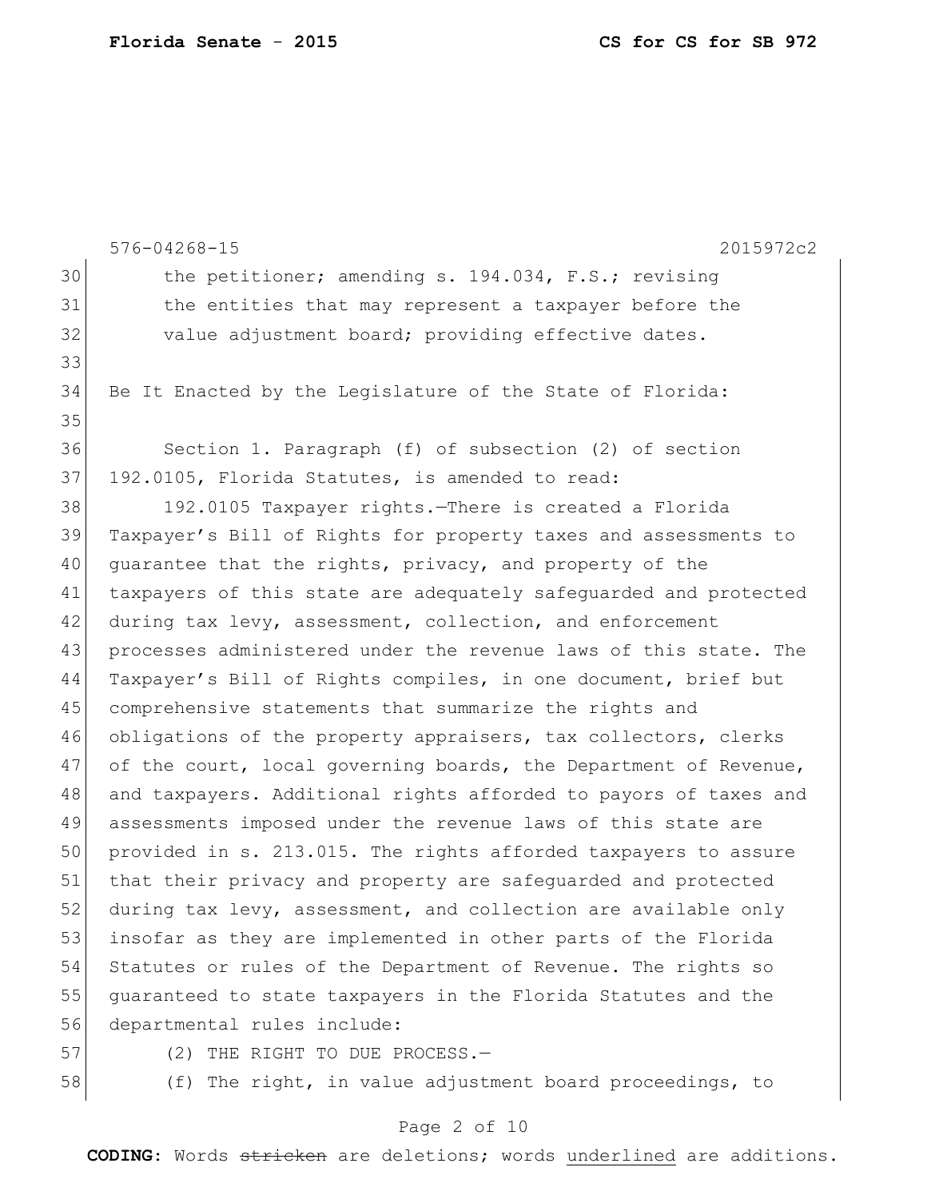576-04268-15 2015972c2

the petitioner; amending s. 194.034, F.S.; revising the entities that may represent a taxpayer before the value adjustment board; providing effective dates.

Be It Enacted by the Legislature of the State of Florida:

Section 1. Paragraph (f) of subsection (2) of section 192.0105, Florida Statutes, is amended to read:

192.0105 Taxpayer rights.—There is created a Florida Taxpayer's Bill of Rights for property taxes and assessments to guarantee that the rights, privacy, and property of the taxpayers of this state are adequately safeguarded and protected during tax levy, assessment, collection, and enforcement processes administered under the revenue laws of this state. The Taxpayer's Bill of Rights compiles, in one document, brief but comprehensive statements that summarize the rights and obligations of the property appraisers, tax collectors, clerks of the court, local governing boards, the Department of Revenue, and taxpayers. Additional rights afforded to payors of taxes and assessments imposed under the revenue laws of this state are provided in s. 213.015. The rights afforded taxpayers to assure that their privacy and property are safeguarded and protected during tax levy, assessment, and collection are available only insofar as they are implemented in other parts of the Florida Statutes or rules of the Department of Revenue. The rights so guaranteed to state taxpayers in the Florida Statutes and the departmental rules include:

(2) THE RIGHT TO DUE PROCESS.—

(f) The right, in value adjustment board proceedings, to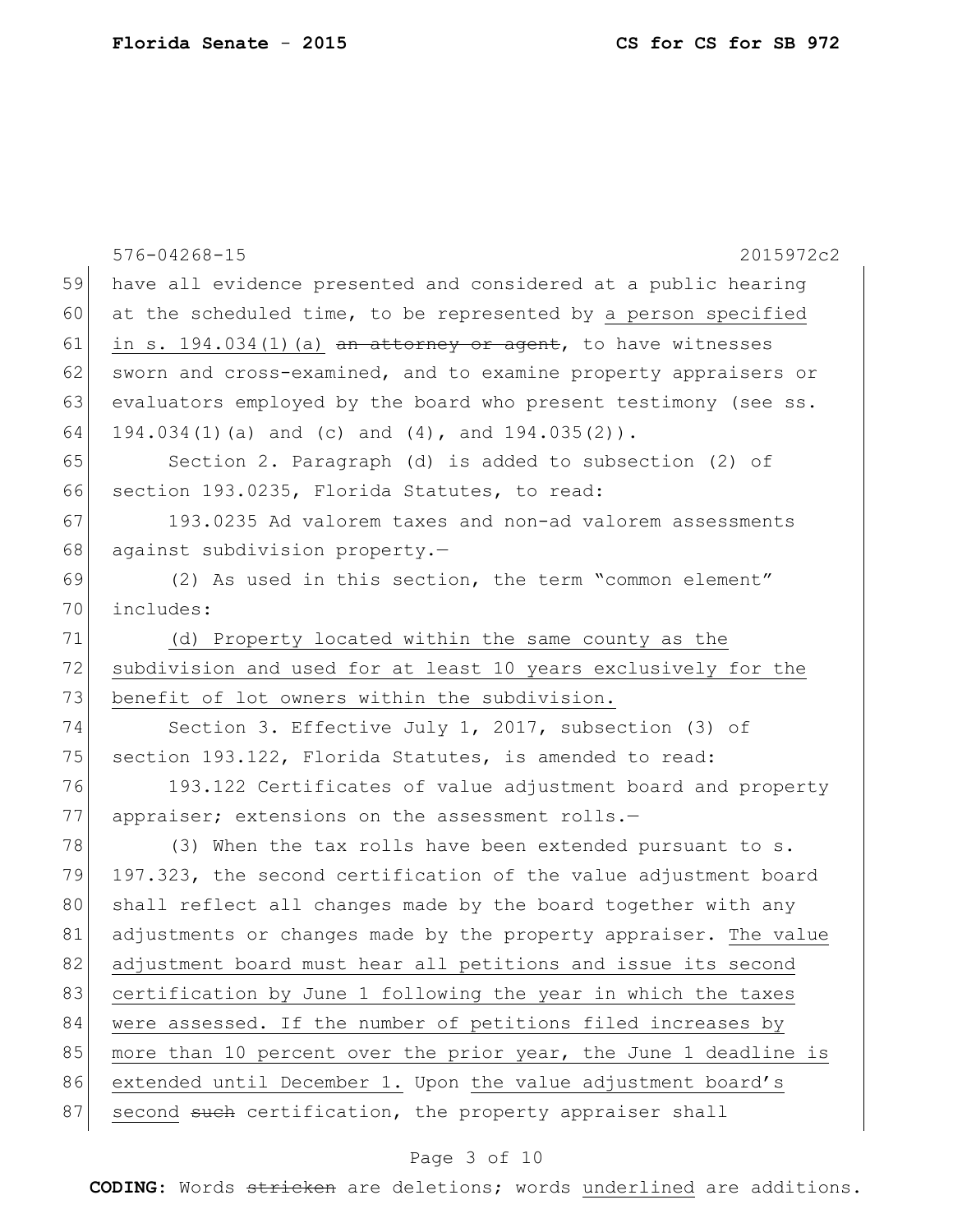576-04268-15 2015972c2

have all evidence presented and considered at a public hearing at the scheduled time, to be represented by <u>a person specified in s. 194.034(1)(a)</u> ~~an attorney or agent~~, to have witnesses sworn and cross-examined, and to examine property appraisers or evaluators employed by the board who present testimony (see ss. 194.034(1)(a) and (c) and (4), and 194.035(2)).

Section 2. Paragraph (d) is added to subsection (2) of section 193.0235, Florida Statutes, to read:

193.0235 Ad valorem taxes and non-ad valorem assessments against subdivision property.—

(2) As used in this section, the term "common element" includes:

<u>(d) Property located within the same county as the subdivision and used for at least 10 years exclusively for the benefit of lot owners within the subdivision.</u>

Section 3. Effective July 1, 2017, subsection (3) of section 193.122, Florida Statutes, is amended to read:

193.122 Certificates of value adjustment board and property appraiser; extensions on the assessment rolls.—

(3) When the tax rolls have been extended pursuant to s. 197.323, the second certification of the value adjustment board shall reflect all changes made by the board together with any adjustments or changes made by the property appraiser. <u>The value adjustment board must hear all petitions and issue its second certification by June 1 following the year in which the taxes were assessed. If the number of petitions filed increases by more than 10 percent over the prior year, the June 1 deadline is extended until December 1.</u> Upon <u>the value adjustment board's second</u> ~~such~~ certification, the property appraiser shall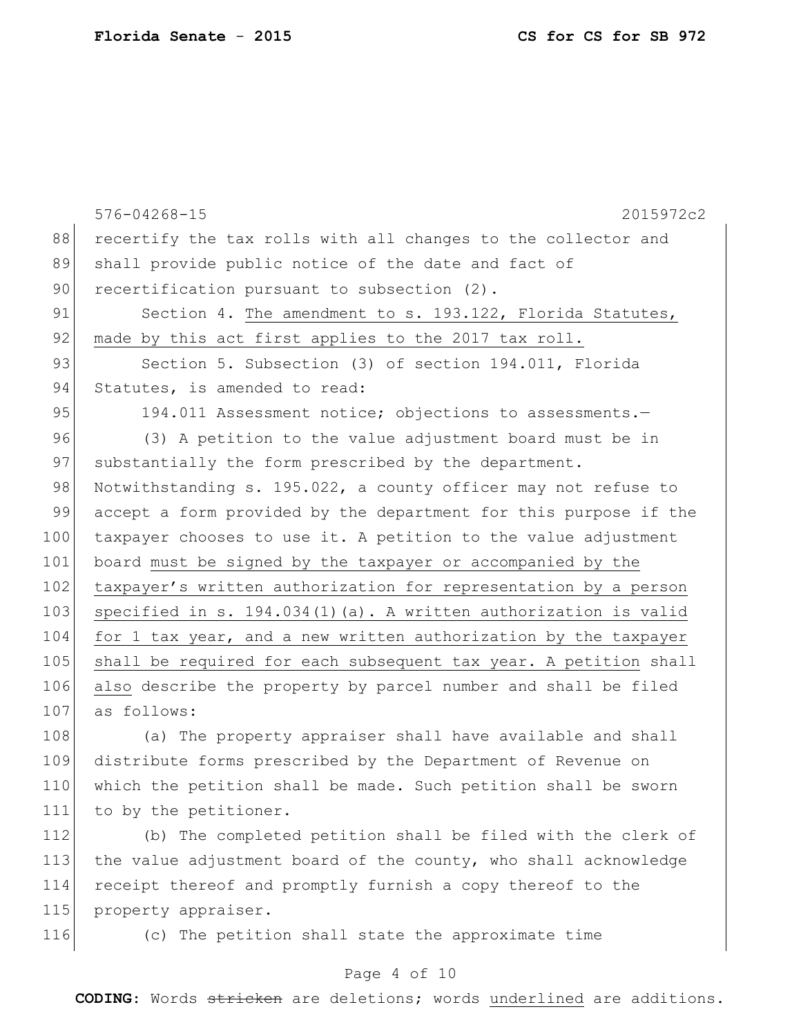recertify the tax rolls with all changes to the collector and shall provide public notice of the date and fact of recertification pursuant to subsection (2).

Section 4. The amendment to s. 193.122, Florida Statutes, made by this act first applies to the 2017 tax roll.

Section 5. Subsection (3) of section 194.011, Florida Statutes, is amended to read:

194.011 Assessment notice; objections to assessments.—

(3) A petition to the value adjustment board must be in substantially the form prescribed by the department. Notwithstanding s. 195.022, a county officer may not refuse to accept a form provided by the department for this purpose if the taxpayer chooses to use it. A petition to the value adjustment board must be signed by the taxpayer or accompanied by the taxpayer's written authorization for representation by a person specified in s. 194.034(1)(a). A written authorization is valid for 1 tax year, and a new written authorization by the taxpayer shall be required for each subsequent tax year. A petition shall also describe the property by parcel number and shall be filed as follows:

(a) The property appraiser shall have available and shall distribute forms prescribed by the Department of Revenue on which the petition shall be made. Such petition shall be sworn to by the petitioner.

(b) The completed petition shall be filed with the clerk of the value adjustment board of the county, who shall acknowledge receipt thereof and promptly furnish a copy thereof to the property appraiser.

(c) The petition shall state the approximate time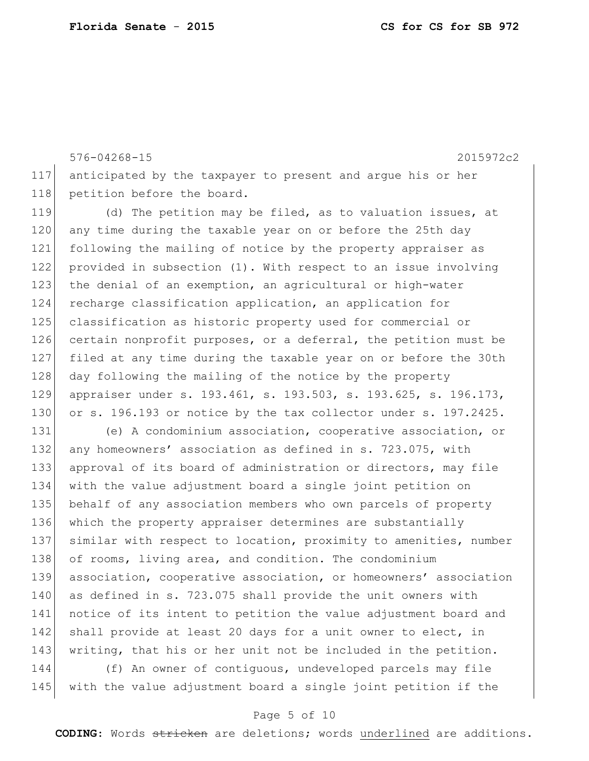576-04268-15 2015972c2

anticipated by the taxpayer to present and argue his or her petition before the board.

(d) The petition may be filed, as to valuation issues, at any time during the taxable year on or before the 25th day following the mailing of notice by the property appraiser as provided in subsection (1). With respect to an issue involving the denial of an exemption, an agricultural or high-water recharge classification application, an application for classification as historic property used for commercial or certain nonprofit purposes, or a deferral, the petition must be filed at any time during the taxable year on or before the 30th day following the mailing of the notice by the property appraiser under s. 193.461, s. 193.503, s. 193.625, s. 196.173, or s. 196.193 or notice by the tax collector under s. 197.2425.

(e) A condominium association, cooperative association, or any homeowners' association as defined in s. 723.075, with approval of its board of administration or directors, may file with the value adjustment board a single joint petition on behalf of any association members who own parcels of property which the property appraiser determines are substantially similar with respect to location, proximity to amenities, number of rooms, living area, and condition. The condominium association, cooperative association, or homeowners' association as defined in s. 723.075 shall provide the unit owners with notice of its intent to petition the value adjustment board and shall provide at least 20 days for a unit owner to elect, in writing, that his or her unit not be included in the petition.

(f) An owner of contiguous, undeveloped parcels may file with the value adjustment board a single joint petition if the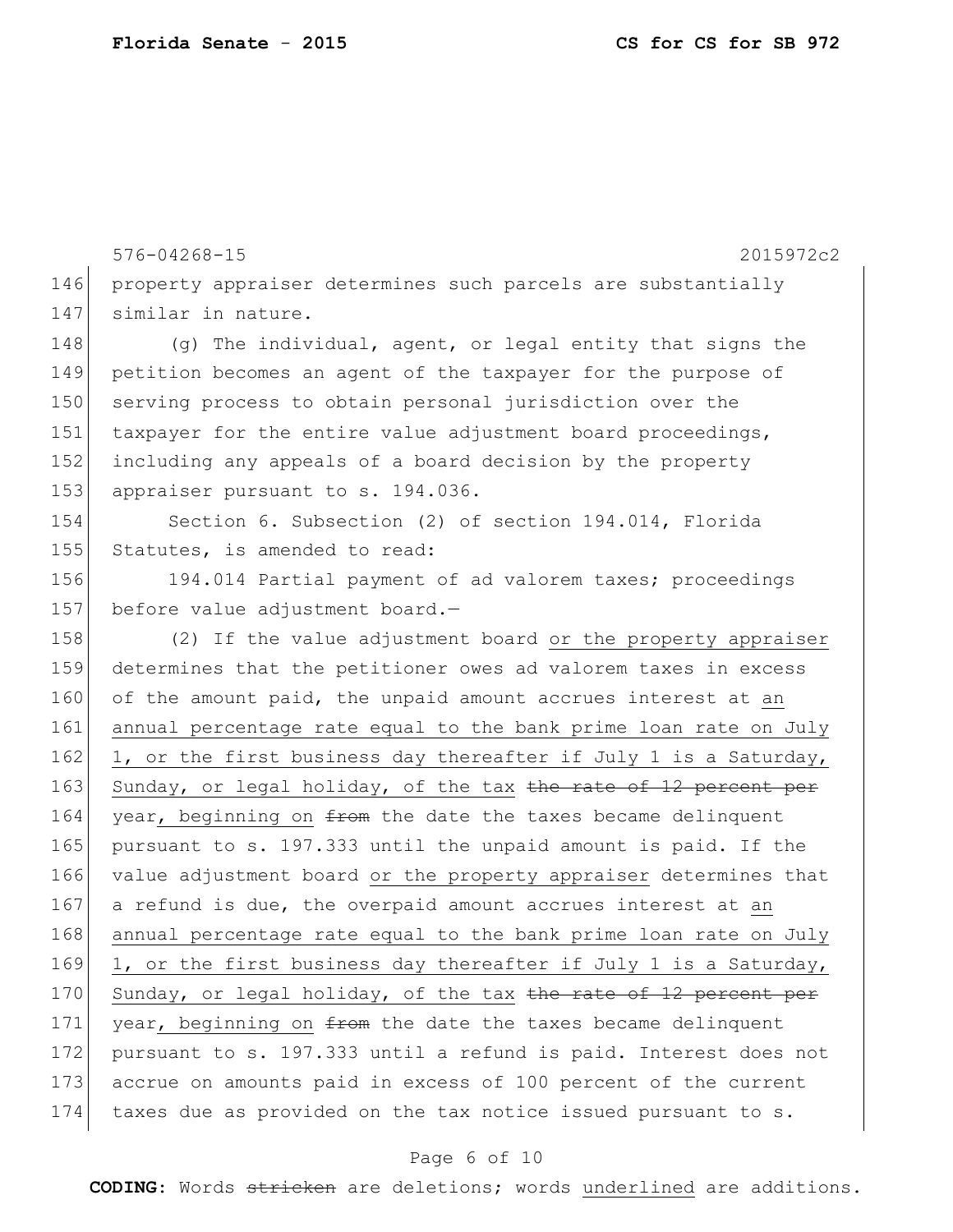property appraiser determines such parcels are substantially similar in nature.

(g) The individual, agent, or legal entity that signs the petition becomes an agent of the taxpayer for the purpose of serving process to obtain personal jurisdiction over the taxpayer for the entire value adjustment board proceedings, including any appeals of a board decision by the property appraiser pursuant to s. 194.036.

Section 6. Subsection (2) of section 194.014, Florida Statutes, is amended to read:

194.014 Partial payment of ad valorem taxes; proceedings before value adjustment board.—

(2) If the value adjustment board <u>or the property appraiser</u> determines that the petitioner owes ad valorem taxes in excess of the amount paid, the unpaid amount accrues interest at <u>an annual percentage rate equal to the bank prime loan rate on July 1, or the first business day thereafter if July 1 is a Saturday, Sunday, or legal holiday, of the tax</u> ~~the rate of 12 percent per~~ year<u>, beginning on</u> ~~from~~ the date the taxes became delinquent pursuant to s. 197.333 until the unpaid amount is paid. If the value adjustment board <u>or the property appraiser</u> determines that a refund is due, the overpaid amount accrues interest at <u>an annual percentage rate equal to the bank prime loan rate on July 1, or the first business day thereafter if July 1 is a Saturday, Sunday, or legal holiday, of the tax</u> ~~the rate of 12 percent per~~ year<u>, beginning on</u> ~~from~~ the date the taxes became delinquent pursuant to s. 197.333 until a refund is paid. Interest does not accrue on amounts paid in excess of 100 percent of the current taxes due as provided on the tax notice issued pursuant to s.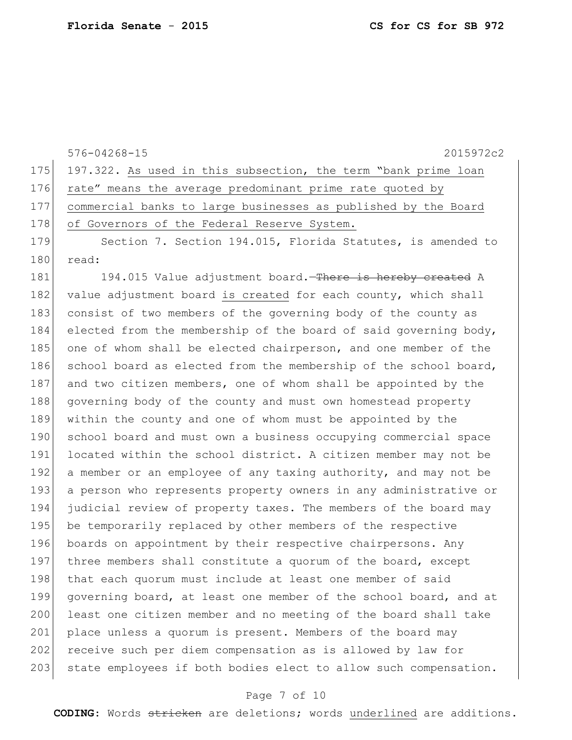576-04268-15 2015972c2

175 197.322. <u>As used in this subsection, the term "bank prime loan</u>
176 <u>rate" means the average predominant prime rate quoted by</u>
177 <u>commercial banks to large businesses as published by the Board</u>
178 <u>of Governors of the Federal Reserve System.</u>

179 Section 7. Section 194.015, Florida Statutes, is amended to
180 read:

181 194.015 Value adjustment board.—~~There is hereby created~~ A
182 value adjustment board <u>is created</u> for each county, which shall
183 consist of two members of the governing body of the county as
184 elected from the membership of the board of said governing body,
185 one of whom shall be elected chairperson, and one member of the
186 school board as elected from the membership of the school board,
187 and two citizen members, one of whom shall be appointed by the
188 governing body of the county and must own homestead property
189 within the county and one of whom must be appointed by the
190 school board and must own a business occupying commercial space
191 located within the school district. A citizen member may not be
192 a member or an employee of any taxing authority, and may not be
193 a person who represents property owners in any administrative or
194 judicial review of property taxes. The members of the board may
195 be temporarily replaced by other members of the respective
196 boards on appointment by their respective chairpersons. Any
197 three members shall constitute a quorum of the board, except
198 that each quorum must include at least one member of said
199 governing board, at least one member of the school board, and at
200 least one citizen member and no meeting of the board shall take
201 place unless a quorum is present. Members of the board may
202 receive such per diem compensation as is allowed by law for
203 state employees if both bodies elect to allow such compensation.

**CODING:** Words ~~stricken~~ are deletions; words <u>underlined</u> are additions.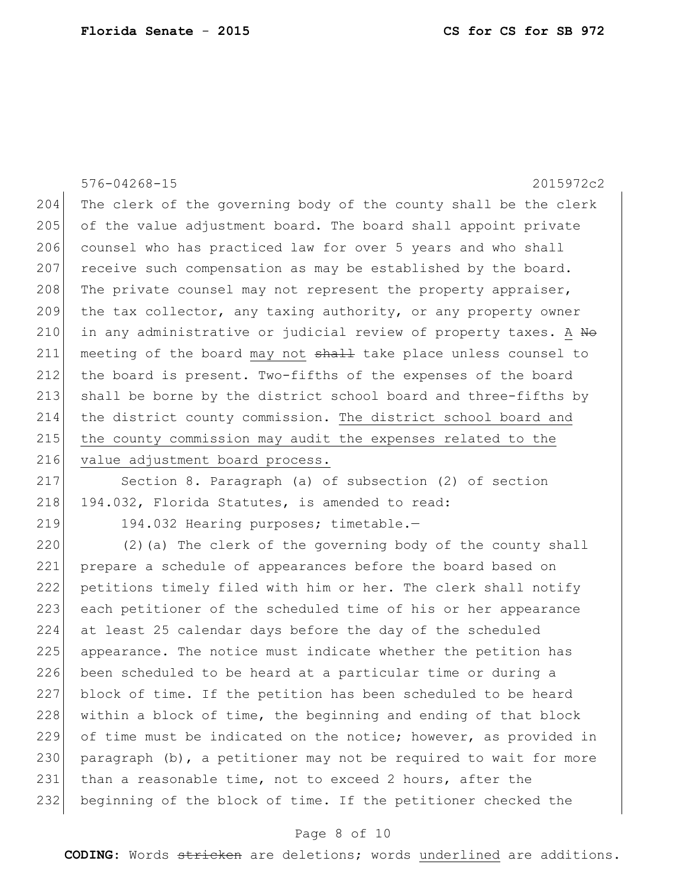576-04268-15 2015972c2

204 The clerk of the governing body of the county shall be the clerk
205 of the value adjustment board. The board shall appoint private
206 counsel who has practiced law for over 5 years and who shall
207 receive such compensation as may be established by the board.
208 The private counsel may not represent the property appraiser,
209 the tax collector, any taxing authority, or any property owner
210 in any administrative or judicial review of property taxes. <u>A</u> ~~No~~
211 meeting of the board <u>may not</u> ~~shall~~ take place unless counsel to
212 the board is present. Two-fifths of the expenses of the board
213 shall be borne by the district school board and three-fifths by
214 the district county commission. <u>The district school board and</u>
215 <u>the county commission may audit the expenses related to the</u>
216 <u>value adjustment board process.</u>

217 Section 8. Paragraph (a) of subsection (2) of section
218 194.032, Florida Statutes, is amended to read:

219 194.032 Hearing purposes; timetable.—

220 (2)(a) The clerk of the governing body of the county shall
221 prepare a schedule of appearances before the board based on
222 petitions timely filed with him or her. The clerk shall notify
223 each petitioner of the scheduled time of his or her appearance
224 at least 25 calendar days before the day of the scheduled
225 appearance. The notice must indicate whether the petition has
226 been scheduled to be heard at a particular time or during a
227 block of time. If the petition has been scheduled to be heard
228 within a block of time, the beginning and ending of that block
229 of time must be indicated on the notice; however, as provided in
230 paragraph (b), a petitioner may not be required to wait for more
231 than a reasonable time, not to exceed 2 hours, after the
232 beginning of the block of time. If the petitioner checked the

**CODING:** Words ~~stricken~~ are deletions; words <u>underlined</u> are additions.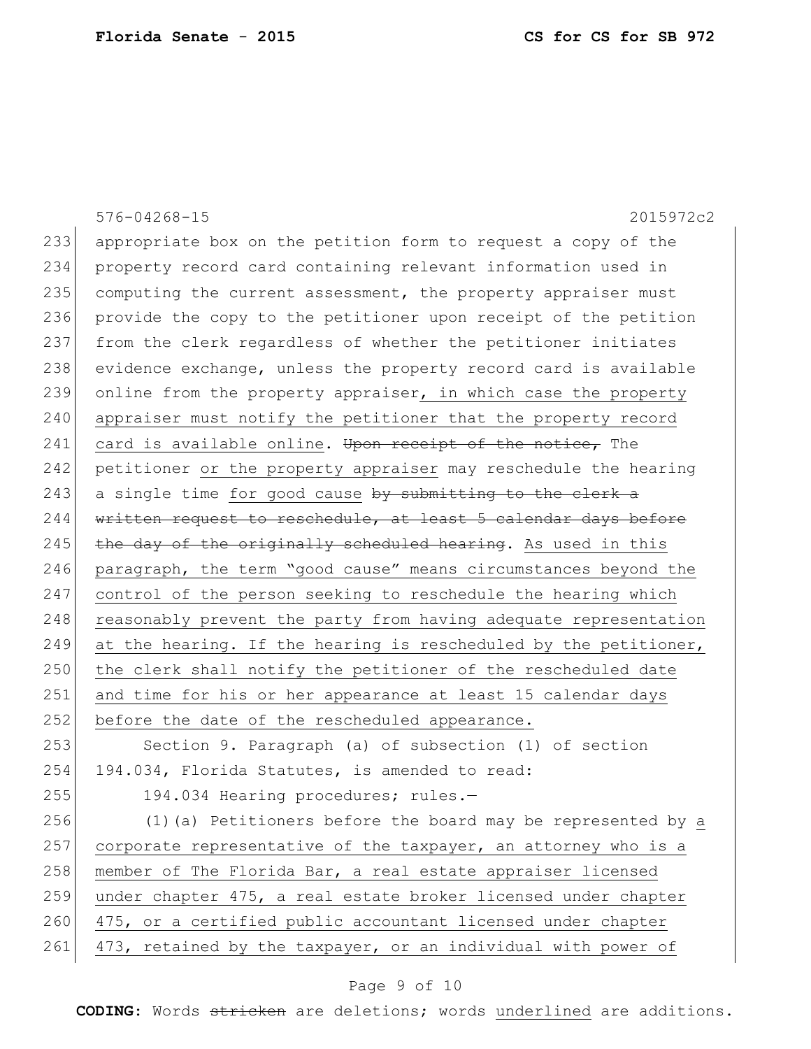576-04268-15 2015972c2

appropriate box on the petition form to request a copy of the property record card containing relevant information used in computing the current assessment, the property appraiser must provide the copy to the petitioner upon receipt of the petition from the clerk regardless of whether the petitioner initiates evidence exchange, unless the property record card is available online from the property appraiser<u>, in which case the property appraiser must notify the petitioner that the property record card is available online</u>. ~~Upon receipt of the notice,~~ The petitioner <u>or the property appraiser</u> may reschedule the hearing a single time <u>for good cause</u> ~~by submitting to the clerk a written request to reschedule, at least 5 calendar days before the day of the originally scheduled hearing~~. <u>As used in this paragraph, the term "good cause" means circumstances beyond the control of the person seeking to reschedule the hearing which reasonably prevent the party from having adequate representation at the hearing. If the hearing is rescheduled by the petitioner, the clerk shall notify the petitioner of the rescheduled date and time for his or her appearance at least 15 calendar days before the date of the rescheduled appearance.</u>

Section 9. Paragraph (a) of subsection (1) of section 194.034, Florida Statutes, is amended to read:

194.034 Hearing procedures; rules.—

(1)(a) Petitioners before the board may be represented by <u>a corporate representative of the taxpayer, an attorney who is a member of The Florida Bar, a real estate appraiser licensed under chapter 475, a real estate broker licensed under chapter 475, or a certified public accountant licensed under chapter 473, retained by the taxpayer, or an individual with power of</u>

**CODING:** Words ~~stricken~~ are deletions; words <u>underlined</u> are additions.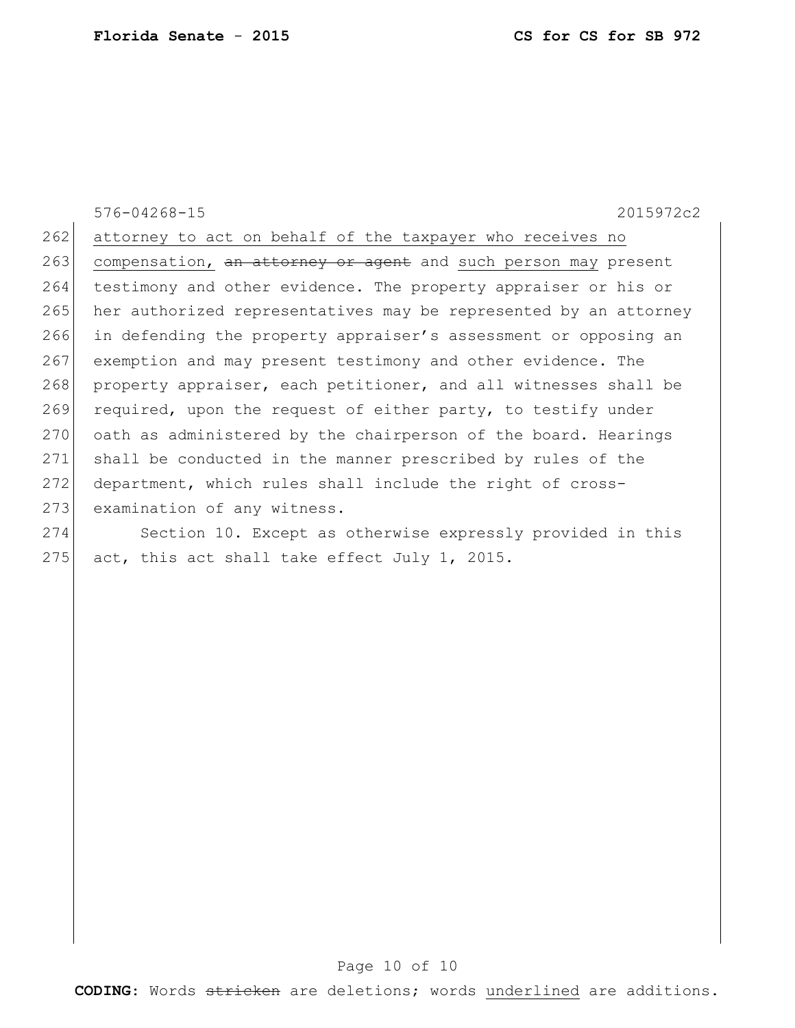576-04268-15 2015972c2

262 attorney to act on behalf of the taxpayer who receives no
263 compensation, ~~an attorney or agent~~ and such person may present
264 testimony and other evidence. The property appraiser or his or
265 her authorized representatives may be represented by an attorney
266 in defending the property appraiser's assessment or opposing an
267 exemption and may present testimony and other evidence. The
268 property appraiser, each petitioner, and all witnesses shall be
269 required, upon the request of either party, to testify under
270 oath as administered by the chairperson of the board. Hearings
271 shall be conducted in the manner prescribed by rules of the
272 department, which rules shall include the right of cross-
273 examination of any witness.

274 Section 10. Except as otherwise expressly provided in this
275 act, this act shall take effect July 1, 2015.

**CODING:** Words ~~stricken~~ are deletions; words underlined are additions.